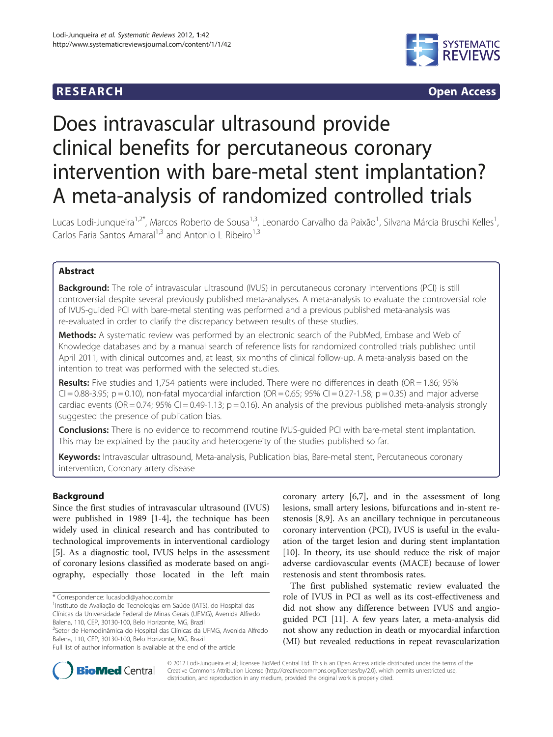**RESEARCH** **Open Access**

# Does intravascular ultrasound provide clinical benefits for percutaneous coronary intervention with bare-metal stent implantation? A meta-analysis of randomized controlled trials

Lucas Lodi-Junqueira[1,2*], Marcos Roberto de Sousa[1,3], Leonardo Carvalho da Paixão[1], Silvana Márcia Bruschi Kelles[1], Carlos Faria Santos Amaral[1,3] and Antonio L Ribeiro[1,3]

## Abstract

**Background:** The role of intravascular ultrasound (IVUS) in percutaneous coronary interventions (PCI) is still controversial despite several previously published meta-analyses. A meta-analysis to evaluate the controversial role of IVUS-guided PCI with bare-metal stenting was performed and a previous published meta-analysis was re-evaluated in order to clarify the discrepancy between results of these studies.

**Methods:** A systematic review was performed by an electronic search of the PubMed, Embase and Web of Knowledge databases and by a manual search of reference lists for randomized controlled trials published until April 2011, with clinical outcomes and, at least, six months of clinical follow-up. A meta-analysis based on the intention to treat was performed with the selected studies.

**Results:** Five studies and 1,754 patients were included. There were no differences in death (OR = 1.86; 95% CI = 0.88-3.95; p = 0.10), non-fatal myocardial infarction (OR = 0.65; 95% CI = 0.27-1.58; p = 0.35) and major adverse cardiac events (OR = 0.74; 95% CI = 0.49-1.13; p = 0.16). An analysis of the previous published meta-analysis strongly suggested the presence of publication bias.

**Conclusions:** There is no evidence to recommend routine IVUS-guided PCI with bare-metal stent implantation. This may be explained by the paucity and heterogeneity of the studies published so far.

**Keywords:** Intravascular ultrasound, Meta-analysis, Publication bias, Bare-metal stent, Percutaneous coronary intervention, Coronary artery disease

## Background

Since the first studies of intravascular ultrasound (IVUS) were published in 1989 [1-4], the technique has been widely used in clinical research and has contributed to technological improvements in interventional cardiology [5]. As a diagnostic tool, IVUS helps in the assessment of coronary lesions classified as moderate based on angiography, especially those located in the left main coronary artery [6,7], and in the assessment of long lesions, small artery lesions, bifurcations and in-stent restenosis [8,9]. As an ancillary technique in percutaneous coronary intervention (PCI), IVUS is useful in the evaluation of the target lesion and during stent implantation [10]. In theory, its use should reduce the risk of major adverse cardiovascular events (MACE) because of lower restenosis and stent thrombosis rates.

The first published systematic review evaluated the role of IVUS in PCI as well as its cost-effectiveness and did not show any difference between IVUS and angio-guided PCI [11]. A few years later, a meta-analysis did not show any reduction in death or myocardial infarction (MI) but revealed reductions in repeat revascularization

\* Correspondence: lucaslodi@yahoo.com.br
[1]Instituto de Avaliação de Tecnologias em Saúde (IATS), do Hospital das Clínicas da Universidade Federal de Minas Gerais (UFMG), Avenida Alfredo Balena, 110, CEP, 30130-100, Belo Horizonte, MG, Brazil
[2]Setor de Hemodinâmica do Hospital das Clínicas da UFMG, Avenida Alfredo Balena, 110, CEP, 30130-100, Belo Horizonte, MG, Brazil
Full list of author information is available at the end of the article

© 2012 Lodi-Junqueira et al.; licensee BioMed Central Ltd. This is an Open Access article distributed under the terms of the Creative Commons Attribution License (http://creativecommons.org/licenses/by/2.0), which permits unrestricted use, distribution, and reproduction in any medium, provided the original work is properly cited.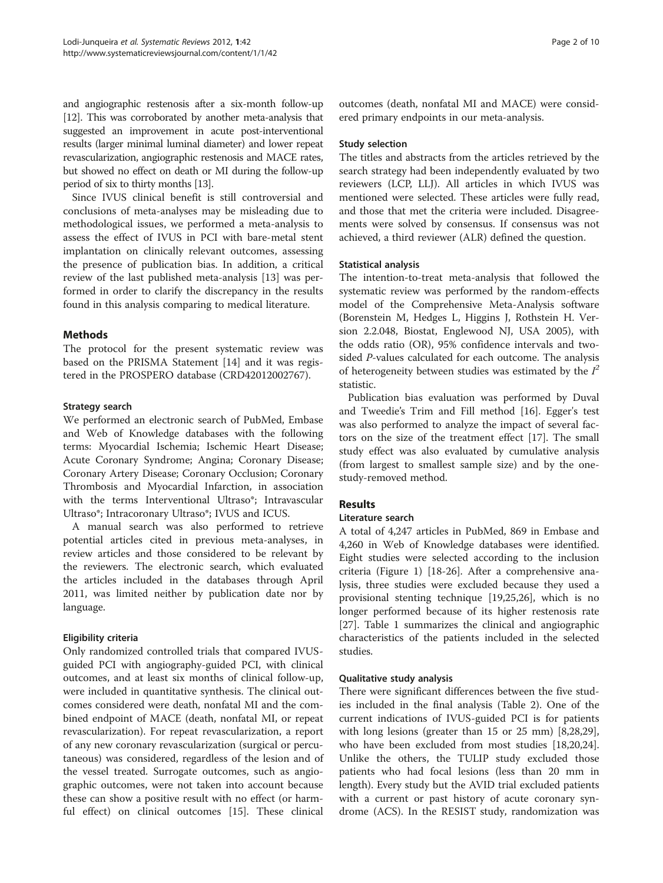and angiographic restenosis after a six-month follow-up [12]. This was corroborated by another meta-analysis that suggested an improvement in acute post-interventional results (larger minimal luminal diameter) and lower repeat revascularization, angiographic restenosis and MACE rates, but showed no effect on death or MI during the follow-up period of six to thirty months [13].

Since IVUS clinical benefit is still controversial and conclusions of meta-analyses may be misleading due to methodological issues, we performed a meta-analysis to assess the effect of IVUS in PCI with bare-metal stent implantation on clinically relevant outcomes, assessing the presence of publication bias. In addition, a critical review of the last published meta-analysis [13] was performed in order to clarify the discrepancy in the results found in this analysis comparing to medical literature.

## Methods

The protocol for the present systematic review was based on the PRISMA Statement [14] and it was registered in the PROSPERO database (CRD42012002767).

### Strategy search

We performed an electronic search of PubMed, Embase and Web of Knowledge databases with the following terms: Myocardial Ischemia; Ischemic Heart Disease; Acute Coronary Syndrome; Angina; Coronary Disease; Coronary Artery Disease; Coronary Occlusion; Coronary Thrombosis and Myocardial Infarction, in association with the terms Interventional Ultraso*; Intravascular Ultraso*; Intracoronary Ultraso*; IVUS and ICUS.

A manual search was also performed to retrieve potential articles cited in previous meta-analyses, in review articles and those considered to be relevant by the reviewers. The electronic search, which evaluated the articles included in the databases through April 2011, was limited neither by publication date nor by language.

### Eligibility criteria

Only randomized controlled trials that compared IVUS-guided PCI with angiography-guided PCI, with clinical outcomes, and at least six months of clinical follow-up, were included in quantitative synthesis. The clinical outcomes considered were death, nonfatal MI and the combined endpoint of MACE (death, nonfatal MI, or repeat revascularization). For repeat revascularization, a report of any new coronary revascularization (surgical or percutaneous) was considered, regardless of the lesion and of the vessel treated. Surrogate outcomes, such as angiographic outcomes, were not taken into account because these can show a positive result with no effect (or harmful effect) on clinical outcomes [15]. These clinical outcomes (death, nonfatal MI and MACE) were considered primary endpoints in our meta-analysis.

### Study selection

The titles and abstracts from the articles retrieved by the search strategy had been independently evaluated by two reviewers (LCP, LLJ). All articles in which IVUS was mentioned were selected. These articles were fully read, and those that met the criteria were included. Disagreements were solved by consensus. If consensus was not achieved, a third reviewer (ALR) defined the question.

### Statistical analysis

The intention-to-treat meta-analysis that followed the systematic review was performed by the random-effects model of the Comprehensive Meta-Analysis software (Borenstein M, Hedges L, Higgins J, Rothstein H. Version 2.2.048, Biostat, Englewood NJ, USA 2005), with the odds ratio (OR), 95% confidence intervals and two-sided *P*-values calculated for each outcome. The analysis of heterogeneity between studies was estimated by the $I^2$ statistic.

Publication bias evaluation was performed by Duval and Tweedie's Trim and Fill method [16]. Egger's test was also performed to analyze the impact of several factors on the size of the treatment effect [17]. The small study effect was also evaluated by cumulative analysis (from largest to smallest sample size) and by the one-study-removed method.

## Results

### Literature search

A total of 4,247 articles in PubMed, 869 in Embase and 4,260 in Web of Knowledge databases were identified. Eight studies were selected according to the inclusion criteria (Figure 1) [18-26]. After a comprehensive analysis, three studies were excluded because they used a provisional stenting technique [19,25,26], which is no longer performed because of its higher restenosis rate [27]. Table 1 summarizes the clinical and angiographic characteristics of the patients included in the selected studies.

### Qualitative study analysis

There were significant differences between the five studies included in the final analysis (Table 2). One of the current indications of IVUS-guided PCI is for patients with long lesions (greater than 15 or 25 mm) [8,28,29], who have been excluded from most studies [18,20,24]. Unlike the others, the TULIP study excluded those patients who had focal lesions (less than 20 mm in length). Every study but the AVID trial excluded patients with a current or past history of acute coronary syndrome (ACS). In the RESIST study, randomization was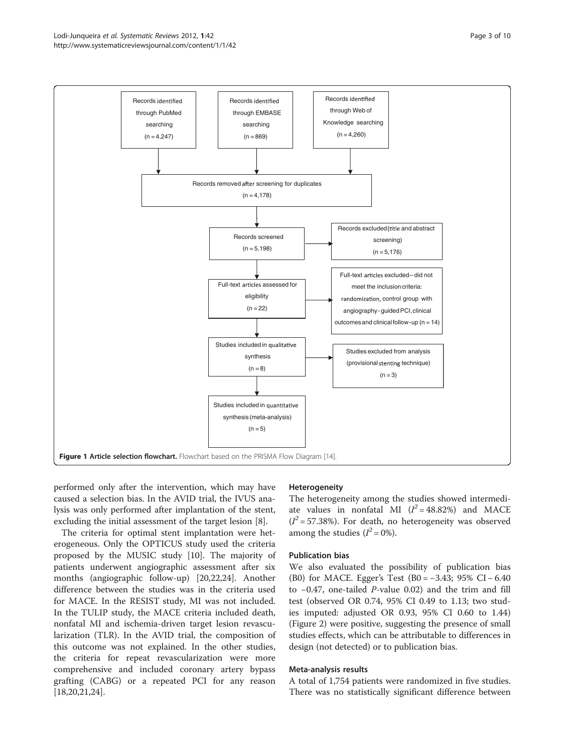Records identified through PubMed searching (n = 4,247)

Records identified through EMBASE searching (n = 869)

Records identified through Web of Knowledge searching (n = 4,260)

Records removed after screening for duplicates (n = 4,178)

Records screened (n = 5,198)

Records excluded (title and abstract screening) (n = 5,176)

Full-text articles assessed for eligibility (n = 22)

Full-text articles excluded – did not meet the inclusion criteria: randomization, control group with angiography - guided PCI, clinical outcomes and clinical follow-up (n = 14)

Studies included in qualitative synthesis (n = 8)

Studies excluded from analysis (provisional stenting technique) (n = 3)

Studies included in quantitative synthesis (meta-analysis) (n = 5)

**Figure 1 Article selection flowchart.** Flowchart based on the PRISMA Flow Diagram [14].

performed only after the intervention, which may have caused a selection bias. In the AVID trial, the IVUS analysis was only performed after implantation of the stent, excluding the initial assessment of the target lesion [8].

The criteria for optimal stent implantation were heterogeneous. Only the OPTICUS study used the criteria proposed by the MUSIC study [10]. The majority of patients underwent angiographic assessment after six months (angiographic follow-up) [20,22,24]. Another difference between the studies was in the criteria used for MACE. In the RESIST study, MI was not included. In the TULIP study, the MACE criteria included death, nonfatal MI and ischemia-driven target lesion revascularization (TLR). In the AVID trial, the composition of this outcome was not explained. In the other studies, the criteria for repeat revascularization were more comprehensive and included coronary artery bypass grafting (CABG) or a repeated PCI for any reason [18,20,21,24].

### Heterogeneity

The heterogeneity among the studies showed intermediate values in nonfatal MI ($I^2$ = 48.82%) and MACE ($I^2$ = 57.38%). For death, no heterogeneity was observed among the studies ($I^2$ = 0%).

### Publication bias

We also evaluated the possibility of publication bias (B0) for MACE. Egger's Test (B0 = −3.43; 95% CI − 6.40 to −0.47, one-tailed *P*-value 0.02) and the trim and fill test (observed OR 0.74, 95% CI 0.49 to 1.13; two studies imputed: adjusted OR 0.93, 95% CI 0.60 to 1.44) (Figure 2) were positive, suggesting the presence of small studies effects, which can be attributable to differences in design (not detected) or to publication bias.

### Meta-analysis results

A total of 1,754 patients were randomized in five studies. There was no statistically significant difference between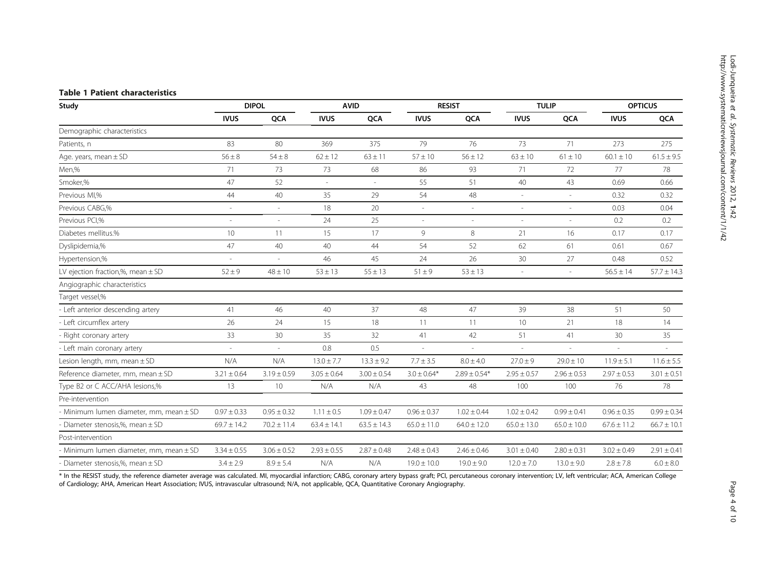**Table 1 Patient characteristics**

| Study | DIPOL | | AVID | | RESIST | | TULIP | | OPTICUS | |
|---|---|---|---|---|---|---|---|---|---|---|
| | IVUS | QCA | IVUS | QCA | IVUS | QCA | IVUS | QCA | IVUS | QCA |
| Demographic characteristics | | | | | | | | | | |
| Patients, n | 83 | 80 | 369 | 375 | 79 | 76 | 73 | 71 | 273 | 275 |
| Age. years, mean ± SD | 56 ± 8 | 54 ± 8 | 62 ± 12 | 63 ± 11 | 57 ± 10 | 56 ± 12 | 63 ± 10 | 61 ± 10 | 60.1 ± 10 | 61.5 ± 9.5 |
| Men,% | 71 | 73 | 73 | 68 | 86 | 93 | 71 | 72 | 77 | 78 |
| Smoker,% | 47 | 52 | - | - | 55 | 51 | 40 | 43 | 0.69 | 0.66 |
| Previous MI,% | 44 | 40 | 35 | 29 | 54 | 48 | - | - | 0.32 | 0.32 |
| Previous CABG,% | - | - | 18 | 20 | - | - | - | - | 0.03 | 0.04 |
| Previous PCI,% | - | - | 24 | 25 | - | - | - | - | 0.2 | 0.2 |
| Diabetes mellitus.% | 10 | 11 | 15 | 17 | 9 | 8 | 21 | 16 | 0.17 | 0.17 |
| Dyslipidemia,% | 47 | 40 | 40 | 44 | 54 | 52 | 62 | 61 | 0.61 | 0.67 |
| Hypertension,% | - | - | 46 | 45 | 24 | 26 | 30 | 27 | 0.48 | 0.52 |
| LV ejection fraction,%, mean ± SD | 52 ± 9 | 48 ± 10 | 53 ± 13 | 55 ± 13 | 51 ± 9 | 53 ± 13 | - | - | 56.5 ± 14 | 57.7 ± 14.3 |
| Angiographic characteristics | | | | | | | | | | |
| Target vessel,% | | | | | | | | | | |
| - Left anterior descending artery | 41 | 46 | 40 | 37 | 48 | 47 | 39 | 38 | 51 | 50 |
| - Left circumflex artery | 26 | 24 | 15 | 18 | 11 | 11 | 10 | 21 | 18 | 14 |
| - Right coronary artery | 33 | 30 | 35 | 32 | 41 | 42 | 51 | 41 | 30 | 35 |
| - Left main coronary artery | - | - | 0.8 | 0.5 | - | - | - | - | - | - |
| Lesion length, mm, mean ± SD | N/A | N/A | 13.0 ± 7.7 | 13.3 ± 9.2 | 7.7 ± 3.5 | 8.0 ± 4.0 | 27.0 ± 9 | 29.0 ± 10 | 11.9 ± 5.1 | 11.6 ± 5.5 |
| Reference diameter, mm, mean ± SD | 3.21 ± 0.64 | 3.19 ± 0.59 | 3.05 ± 0.64 | 3.00 ± 0.54 | 3.0 ± 0.64* | 2.89 ± 0.54* | 2.95 ± 0.57 | 2.96 ± 0.53 | 2.97 ± 0.53 | 3.01 ± 0.51 |
| Type B2 or C ACC/AHA lesions,% | 13 | 10 | N/A | N/A | 43 | 48 | 100 | 100 | 76 | 78 |
| Pre-intervention | | | | | | | | | | |
| - Minimum lumen diameter, mm, mean ± SD | 0.97 ± 0.33 | 0.95 ± 0.32 | 1.11 ± 0.5 | 1.09 ± 0.47 | 0.96 ± 0.37 | 1.02 ± 0.44 | 1.02 ± 0.42 | 0.99 ± 0.41 | 0.96 ± 0.35 | 0.99 ± 0.34 |
| - Diameter stenosis,%, mean ± SD | 69.7 ± 14.2 | 70.2 ± 11.4 | 63.4 ± 14.1 | 63.5 ± 14.3 | 65.0 ± 11.0 | 64.0 ± 12.0 | 65.0 ± 13.0 | 65.0 ± 10.0 | 67.6 ± 11.2 | 66.7 ± 10.1 |
| Post-intervention | | | | | | | | | | |
| - Minimum lumen diameter, mm, mean ± SD | 3.34 ± 0.55 | 3.06 ± 0.52 | 2.93 ± 0.55 | 2.87 ± 0.48 | 2.48 ± 0.43 | 2.46 ± 0.46 | 3.01 ± 0.40 | 2.80 ± 0.31 | 3.02 ± 0.49 | 2.91 ± 0.41 |
| - Diameter stenosis,%, mean ± SD | 3.4 ± 2.9 | 8.9 ± 5.4 | N/A | N/A | 19.0 ± 10.0 | 19.0 ± 9.0 | 12.0 ± 7.0 | 13.0 ± 9.0 | 2.8 ± 7.8 | 6.0 ± 8.0 |

\* In the RESIST study, the reference diameter average was calculated. MI, myocardial infarction; CABG, coronary artery bypass graft; PCI, percutaneous coronary intervention; LV, left ventricular; ACA, American College of Cardiology; AHA, American Heart Association; IVUS, intravascular ultrasound; N/A, not applicable, QCA, Quantitative Coronary Angiography.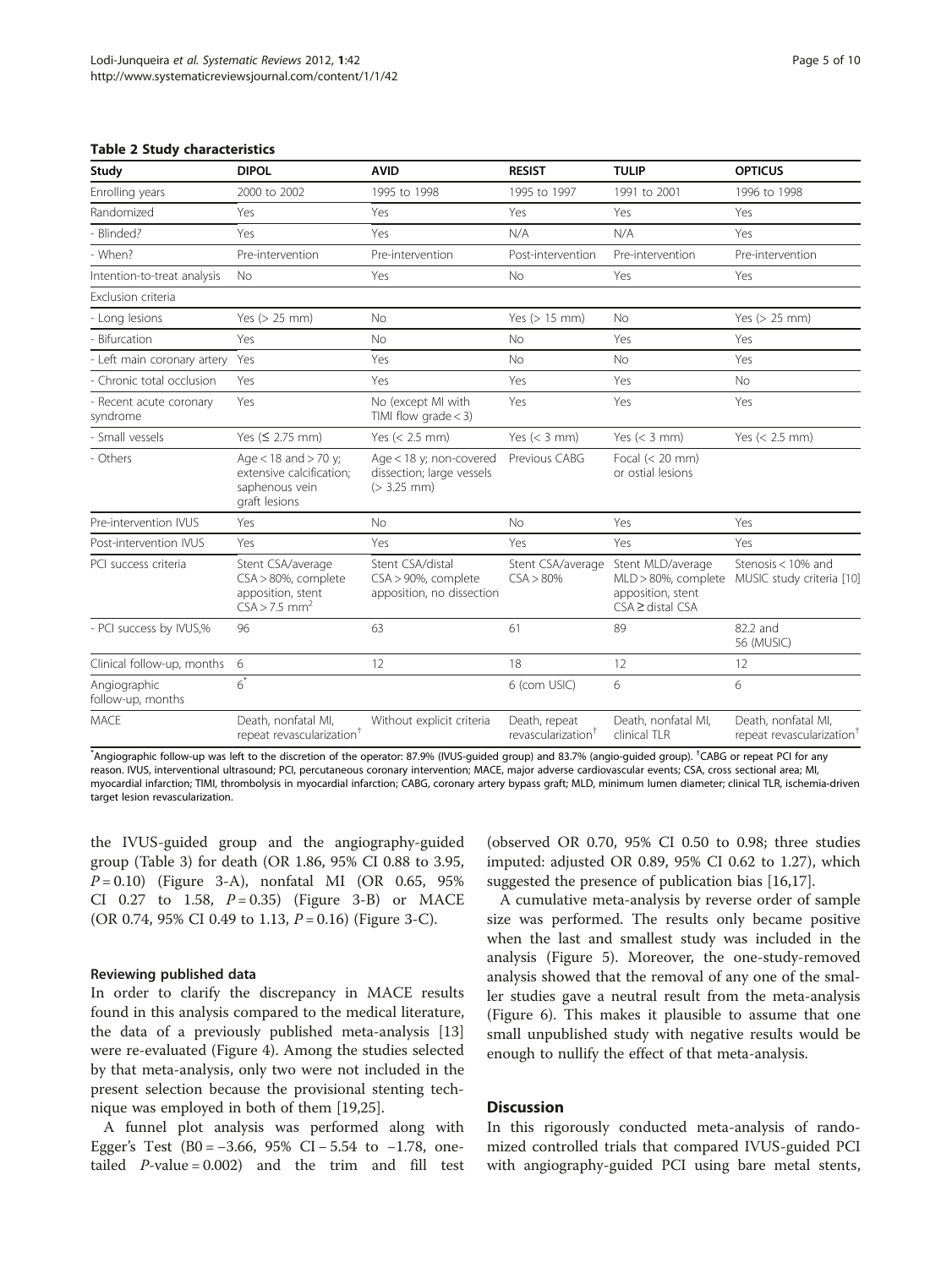**Table 2 Study characteristics**

| Study | DIPOL | AVID | RESIST | TULIP | OPTICUS |
|---|---|---|---|---|---|
| Enrolling years | 2000 to 2002 | 1995 to 1998 | 1995 to 1997 | 1991 to 2001 | 1996 to 1998 |
| Randomized | Yes | Yes | Yes | Yes | Yes |
| - Blinded? | Yes | Yes | N/A | N/A | Yes |
| - When? | Pre-intervention | Pre-intervention | Post-intervention | Pre-intervention | Pre-intervention |
| Intention-to-treat analysis | No | Yes | No | Yes | Yes |
| Exclusion criteria | | | | | |
| - Long lesions | Yes (> 25 mm) | No | Yes (> 15 mm) | No | Yes (> 25 mm) |
| - Bifurcation | Yes | No | No | Yes | Yes |
| - Left main coronary artery | Yes | Yes | No | No | Yes |
| - Chronic total occlusion | Yes | Yes | Yes | Yes | No |
| - Recent acute coronary syndrome | Yes | No (except MI with TIMI flow grade < 3) | Yes | Yes | Yes |
| - Small vessels | Yes (≤ 2.75 mm) | Yes (< 2.5 mm) | Yes (< 3 mm) | Yes (< 3 mm) | Yes (< 2.5 mm) |
| - Others | Age < 18 and > 70 y; extensive calcification; saphenous vein graft lesions | Age < 18 y; non-covered dissection; large vessels (> 3.25 mm) | Previous CABG | Focal (< 20 mm) or ostial lesions | |
| Pre-intervention IVUS | Yes | No | No | Yes | Yes |
| Post-intervention IVUS | Yes | Yes | Yes | Yes | Yes |
| PCI success criteria | Stent CSA/average CSA > 80%, complete apposition, stent CSA > 7.5 mm$^2$ | Stent CSA/distal CSA > 90%, complete apposition, no dissection | Stent CSA/average CSA > 80% | Stent MLD/average MLD > 80%, complete apposition, stent CSA ≥ distal CSA | Stenosis < 10% and MUSIC study criteria [10] |
| - PCI success by IVUS,% | 96 | 63 | 61 | 89 | 82.2 and 56 (MUSIC) |
| Clinical follow-up, months | 6 | 12 | 18 | 12 | 12 |
| Angiographic follow-up, months | 6* | | 6 (com USIC) | 6 | 6 |
| MACE | Death, nonfatal MI, repeat revascularization† | Without explicit criteria | Death, repeat revascularization† | Death, nonfatal MI, clinical TLR | Death, nonfatal MI, repeat revascularization† |

*Angiographic follow-up was left to the discretion of the operator: 87.9% (IVUS-guided group) and 83.7% (angio-guided group). †CABG or repeat PCI for any reason. IVUS, interventional ultrasound; PCI, percutaneous coronary intervention; MACE, major adverse cardiovascular events; CSA, cross sectional area; MI, myocardial infarction; TIMI, thrombolysis in myocardial infarction; CABG, coronary artery bypass graft; MLD, minimum lumen diameter; clinical TLR, ischemia-driven target lesion revascularization.

the IVUS-guided group and the angiography-guided group (Table 3) for death (OR 1.86, 95% CI 0.88 to 3.95, $P = 0.10$) (Figure 3-A), nonfatal MI (OR 0.65, 95% CI 0.27 to 1.58, $P = 0.35$) (Figure 3-B) or MACE (OR 0.74, 95% CI 0.49 to 1.13, $P = 0.16$) (Figure 3-C).

#### Reviewing published data

In order to clarify the discrepancy in MACE results found in this analysis compared to the medical literature, the data of a previously published meta-analysis [13] were re-evaluated (Figure 4). Among the studies selected by that meta-analysis, only two were not included in the present selection because the provisional stenting technique was employed in both of them [19,25].

A funnel plot analysis was performed along with Egger's Test (B0 = −3.66, 95% CI − 5.54 to −1.78, one-tailed $P$-value = 0.002) and the trim and fill test (observed OR 0.70, 95% CI 0.50 to 0.98; three studies imputed: adjusted OR 0.89, 95% CI 0.62 to 1.27), which suggested the presence of publication bias [16,17].

A cumulative meta-analysis by reverse order of sample size was performed. The results only became positive when the last and smallest study was included in the analysis (Figure 5). Moreover, the one-study-removed analysis showed that the removal of any one of the smaller studies gave a neutral result from the meta-analysis (Figure 6). This makes it plausible to assume that one small unpublished study with negative results would be enough to nullify the effect of that meta-analysis.

## Discussion

In this rigorously conducted meta-analysis of randomized controlled trials that compared IVUS-guided PCI with angiography-guided PCI using bare metal stents,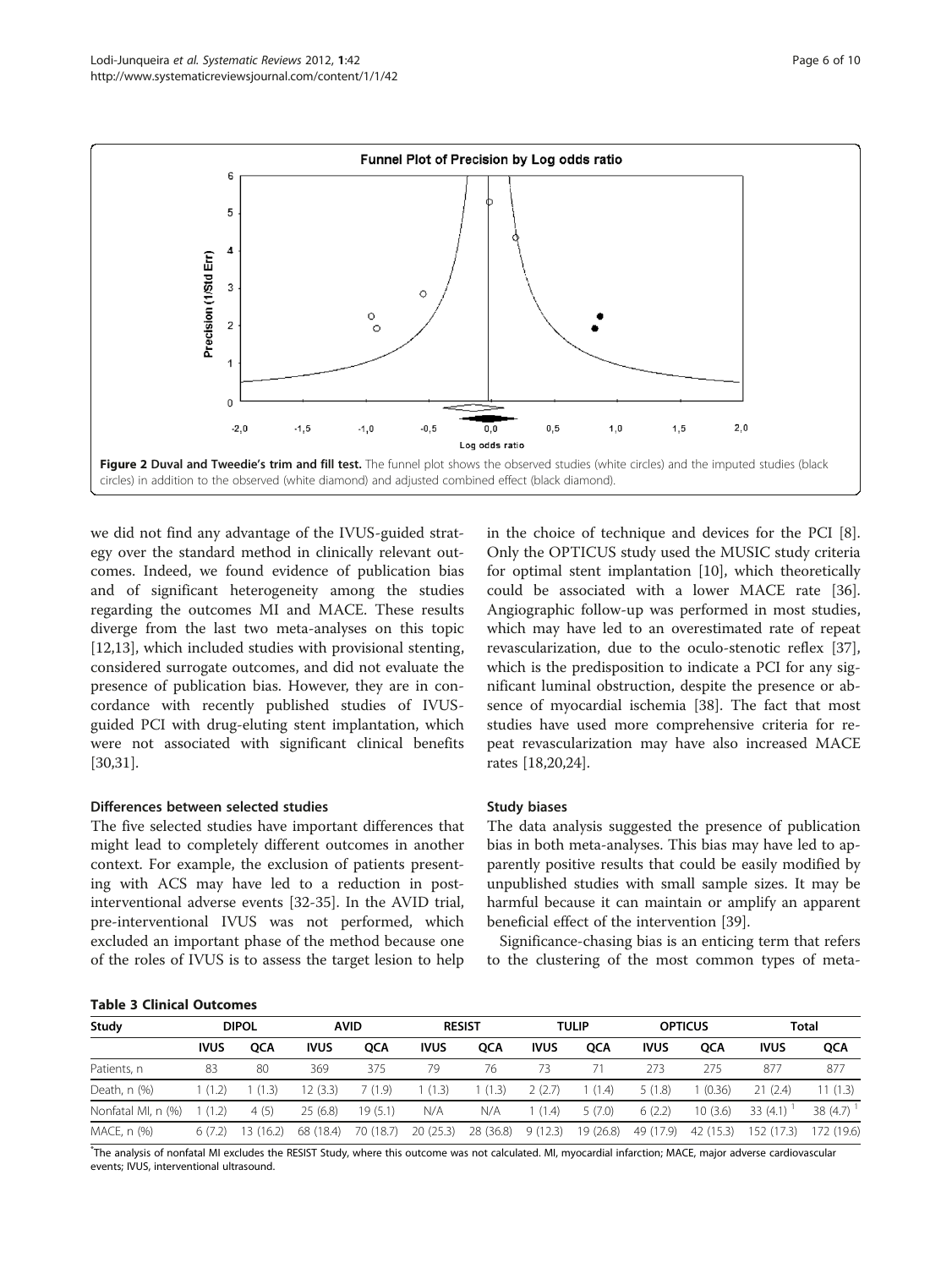**Figure 2 Duval and Tweedie's trim and fill test.** The funnel plot shows the observed studies (white circles) and the imputed studies (black circles) in addition to the observed (white diamond) and adjusted combined effect (black diamond).

we did not find any advantage of the IVUS-guided strategy over the standard method in clinically relevant outcomes. Indeed, we found evidence of publication bias and of significant heterogeneity among the studies regarding the outcomes MI and MACE. These results diverge from the last two meta-analyses on this topic [12,13], which included studies with provisional stenting, considered surrogate outcomes, and did not evaluate the presence of publication bias. However, they are in concordance with recently published studies of IVUS-guided PCI with drug-eluting stent implantation, which were not associated with significant clinical benefits [30,31].

### Differences between selected studies

The five selected studies have important differences that might lead to completely different outcomes in another context. For example, the exclusion of patients presenting with ACS may have led to a reduction in post-interventional adverse events [32-35]. In the AVID trial, pre-interventional IVUS was not performed, which excluded an important phase of the method because one of the roles of IVUS is to assess the target lesion to help in the choice of technique and devices for the PCI [8]. Only the OPTICUS study used the MUSIC study criteria for optimal stent implantation [10], which theoretically could be associated with a lower MACE rate [36]. Angiographic follow-up was performed in most studies, which may have led to an overestimated rate of repeat revascularization, due to the oculo-stenotic reflex [37], which is the predisposition to indicate a PCI for any significant luminal obstruction, despite the presence or absence of myocardial ischemia [38]. The fact that most studies have used more comprehensive criteria for repeat revascularization may have also increased MACE rates [18,20,24].

### Study biases

The data analysis suggested the presence of publication bias in both meta-analyses. This bias may have led to apparently positive results that could be easily modified by unpublished studies with small sample sizes. It may be harmful because it can maintain or amplify an apparent beneficial effect of the intervention [39].

Significance-chasing bias is an enticing term that refers to the clustering of the most common types of meta-

**Table 3 Clinical Outcomes**

| Study | DIPOL | | AVID | | RESIST | | TULIP | | OPTICUS | | Total | |
|---|---|---|---|---|---|---|---|---|---|---|---|---|
| | IVUS | QCA | IVUS | QCA | IVUS | QCA | IVUS | QCA | IVUS | QCA | IVUS | QCA |
| Patients, n | 83 | 80 | 369 | 375 | 79 | 76 | 73 | 71 | 273 | 275 | 877 | 877 |
| Death, n (%) | 1 (1.2) | 1 (1.3) | 12 (3.3) | 7 (1.9) | 1 (1.3) | 1 (1.3) | 2 (2.7) | 1 (1.4) | 5 (1.8) | 1 (0.36) | 21 (2.4) | 11 (1.3) |
| Nonfatal MI, n (%) | 1 (1.2) | 4 (5) | 25 (6.8) | 19 (5.1) | N/A | N/A | 1 (1.4) | 5 (7.0) | 6 (2.2) | 10 (3.6) | 33 (4.1) [1] | 38 (4.7) [1] |
| MACE, n (%) | 6 (7.2) | 13 (16.2) | 68 (18.4) | 70 (18.7) | 20 (25.3) | 28 (36.8) | 9 (12.3) | 19 (26.8) | 49 (17.9) | 42 (15.3) | 152 (17.3) | 172 (19.6) |

[1]The analysis of nonfatal MI excludes the RESIST Study, where this outcome was not calculated. MI, myocardial infarction; MACE, major adverse cardiovascular events; IVUS, interventional ultrasound.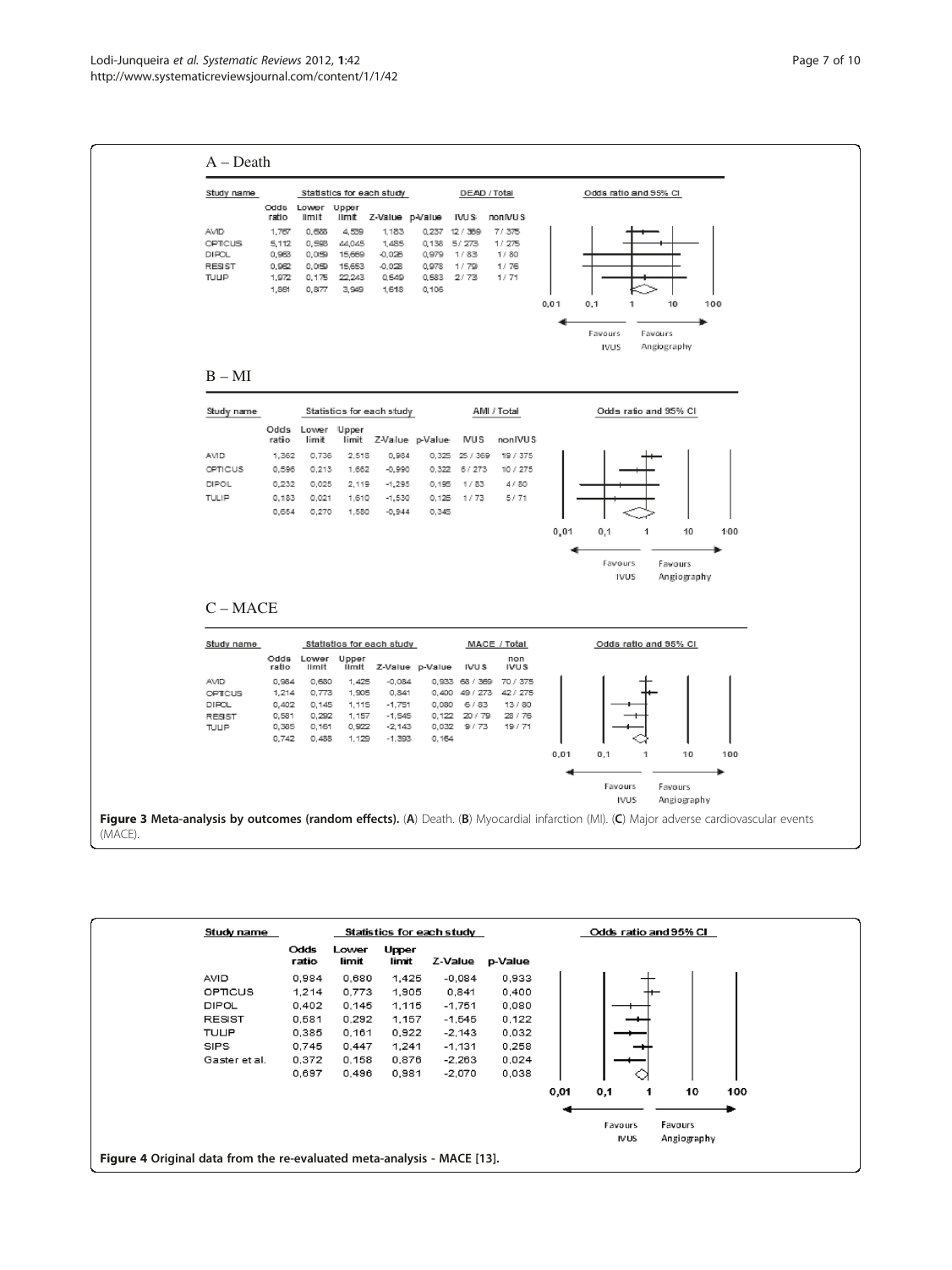## A – Death

| Study name | Odds ratio | Lower limit | Upper limit | Z-Value | p-Value | IVUS (DEAD / Total) | nonIVUS (DEAD / Total) |
|---|---|---|---|---|---|---|---|
| AVID | 1,767 | 0,688 | 4,539 | 1,183 | 0,237 | 12 / 369 | 7 / 375 |
| OPTICUS | 5,112 | 0,593 | 44,045 | 1,485 | 0,138 | 5 / 273 | 1 / 275 |
| DIPOL | 0,963 | 0,059 | 15,669 | -0,026 | 0,979 | 1 / 83 | 1 / 80 |
| RESIST | 0,962 | 0,059 | 15,653 | -0,028 | 0,978 | 1 / 79 | 1 / 76 |
| TULIP | 1,972 | 0,175 | 22,243 | 0,549 | 0,583 | 2 / 73 | 1 / 71 |
| | 1,861 | 0,877 | 3,949 | 1,618 | 0,106 | | |

Odds ratio and 95% CI: 0,01 – 0,1 – 1 – 10 – 100. Favours IVUS ← → Favours Angiography

## B – MI

| Study name | Odds ratio | Lower limit | Upper limit | Z-Value | p-Value | IVUS (AMI / Total) | nonIVUS (AMI / Total) |
|---|---|---|---|---|---|---|---|
| AVID | 1,362 | 0,736 | 2,518 | 0,984 | 0,325 | 25 / 369 | 19 / 375 |
| OPTICUS | 0,596 | 0,213 | 1,662 | -0,990 | 0,322 | 6 / 273 | 10 / 275 |
| DIPOL | 0,232 | 0,025 | 2,119 | -1,295 | 0,195 | 1 / 83 | 4 / 80 |
| TULIP | 0,183 | 0,021 | 1,610 | -1,530 | 0,126 | 1 / 73 | 5 / 71 |
| | 0,654 | 0,270 | 1,580 | -0,944 | 0,345 | | |

Odds ratio and 95% CI: 0,01 – 0,1 – 1 – 10 – 100. Favours IVUS ← → Favours Angiography

## C – MACE

| Study name | Odds ratio | Lower limit | Upper limit | Z-Value | p-Value | IVUS (MACE / Total) | non IVUS (MACE / Total) |
|---|---|---|---|---|---|---|---|
| AVID | 0,984 | 0,680 | 1,425 | -0,084 | 0,933 | 68 / 369 | 70 / 375 |
| OPTICUS | 1,214 | 0,773 | 1,905 | 0,841 | 0,400 | 49 / 273 | 42 / 275 |
| DIPOL | 0,402 | 0,145 | 1,115 | -1,751 | 0,080 | 6 / 83 | 13 / 80 |
| RESIST | 0,581 | 0,292 | 1,157 | -1,545 | 0,122 | 20 / 79 | 28 / 76 |
| TULIP | 0,385 | 0,161 | 0,922 | -2,143 | 0,032 | 9 / 73 | 19 / 71 |
| | 0,742 | 0,488 | 1,129 | -1,393 | 0,164 | | |

Odds ratio and 95% CI: 0,01 – 0,1 – 1 – 10 – 100. Favours IVUS ← → Favours Angiography

**Figure 3 Meta-analysis by outcomes (random effects).** (**A**) Death. (**B**) Myocardial infarction (MI). (**C**) Major adverse cardiovascular events (MACE).

| Study name | Odds ratio | Lower limit | Upper limit | Z-Value | p-Value |
|---|---|---|---|---|---|
| AVID | 0,984 | 0,680 | 1,425 | -0,084 | 0,933 |
| OPTICUS | 1,214 | 0,773 | 1,905 | 0,841 | 0,400 |
| DIPOL | 0,402 | 0,145 | 1,115 | -1,751 | 0,080 |
| RESIST | 0,581 | 0,292 | 1,157 | -1,545 | 0,122 |
| TULIP | 0,385 | 0,161 | 0,922 | -2,143 | 0,032 |
| SIPS | 0,745 | 0,447 | 1,241 | -1,131 | 0,258 |
| Gaster et al. | 0,372 | 0,158 | 0,876 | -2,263 | 0,024 |
| | 0,697 | 0,496 | 0,981 | -2,070 | 0,038 |

Odds ratio and 95% CI: 0,01 – 0,1 – 1 – 10 – 100. Favours IVUS ← → Favours Angiography

**Figure 4 Original data from the re-evaluated meta-analysis - MACE [13].**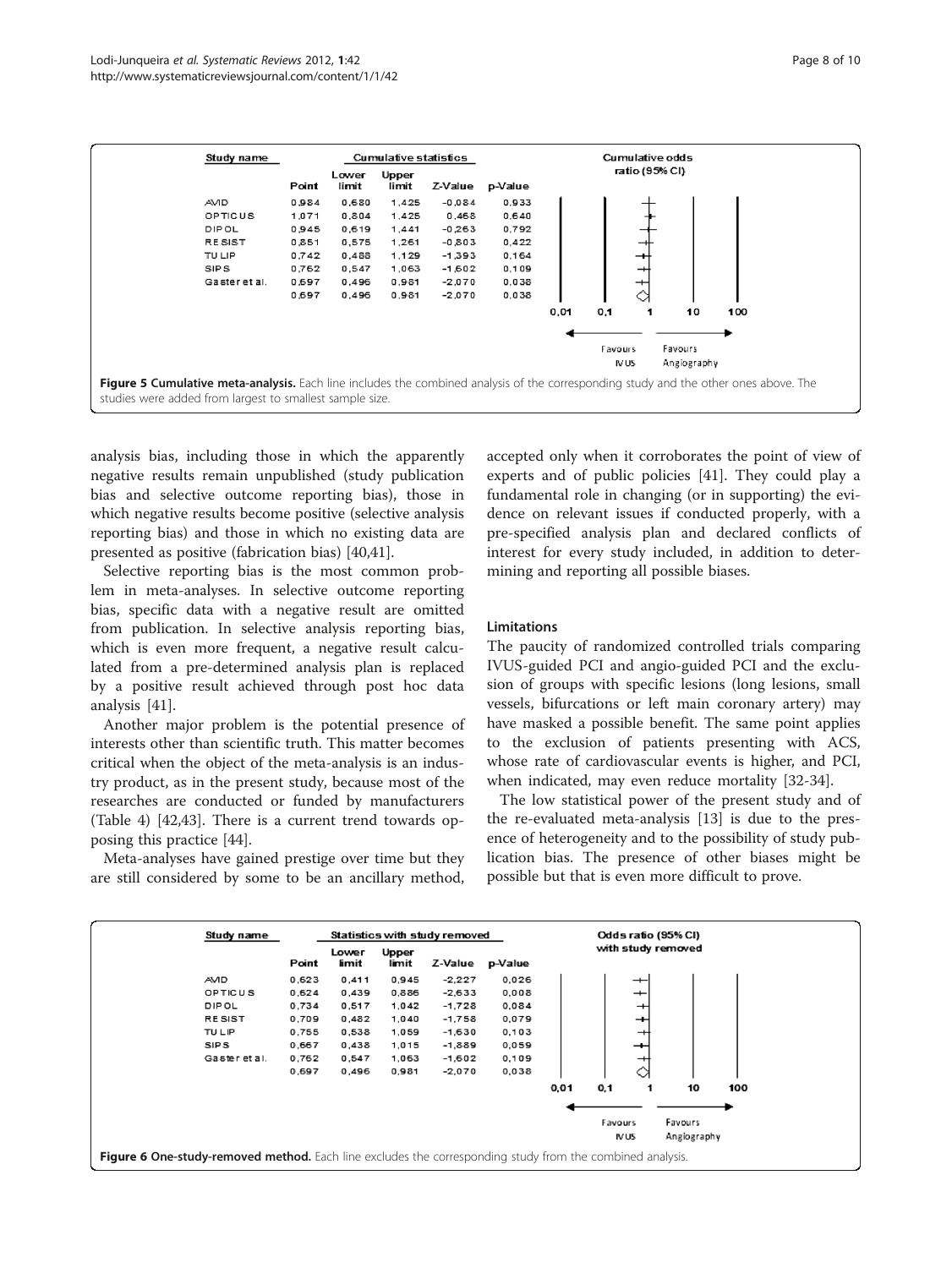| Study name | Cumulative statistics | | | | |
|---|---|---|---|---|---|
| | Point | Lower limit | Upper limit | Z-Value | p-Value |
| AVID | 0,984 | 0,680 | 1,425 | -0,084 | 0,933 |
| OPTICUS | 1,071 | 0,804 | 1,425 | 0,468 | 0,640 |
| DIPOL | 0,945 | 0,619 | 1,441 | -0,263 | 0,792 |
| RESIST | 0,851 | 0,575 | 1,261 | -0,803 | 0,422 |
| TULIP | 0,742 | 0,488 | 1,129 | -1,393 | 0,164 |
| SIPS | 0,762 | 0,547 | 1,063 | -1,602 | 0,109 |
| Gaster et al. | 0,697 | 0,496 | 0,981 | -2,070 | 0,038 |
| | 0,697 | 0,496 | 0,981 | -2,070 | 0,038 |

Cumulative odds ratio (95% CI): 0,01 0,1 1 10 100 — Favours IVUS / Favours Angiography

**Figure 5 Cumulative meta-analysis.** Each line includes the combined analysis of the corresponding study and the other ones above. The studies were added from largest to smallest sample size.

analysis bias, including those in which the apparently negative results remain unpublished (study publication bias and selective outcome reporting bias), those in which negative results become positive (selective analysis reporting bias) and those in which no existing data are presented as positive (fabrication bias) [40,41].

Selective reporting bias is the most common problem in meta-analyses. In selective outcome reporting bias, specific data with a negative result are omitted from publication. In selective analysis reporting bias, which is even more frequent, a negative result calculated from a pre-determined analysis plan is replaced by a positive result achieved through post hoc data analysis [41].

Another major problem is the potential presence of interests other than scientific truth. This matter becomes critical when the object of the meta-analysis is an industry product, as in the present study, because most of the researches are conducted or funded by manufacturers (Table 4) [42,43]. There is a current trend towards opposing this practice [44].

Meta-analyses have gained prestige over time but they are still considered by some to be an ancillary method, accepted only when it corroborates the point of view of experts and of public policies [41]. They could play a fundamental role in changing (or in supporting) the evidence on relevant issues if conducted properly, with a pre-specified analysis plan and declared conflicts of interest for every study included, in addition to determining and reporting all possible biases.

### Limitations

The paucity of randomized controlled trials comparing IVUS-guided PCI and angio-guided PCI and the exclusion of groups with specific lesions (long lesions, small vessels, bifurcations or left main coronary artery) may have masked a possible benefit. The same point applies to the exclusion of patients presenting with ACS, whose rate of cardiovascular events is higher, and PCI, when indicated, may even reduce mortality [32-34].

The low statistical power of the present study and of the re-evaluated meta-analysis [13] is due to the presence of heterogeneity and to the possibility of study publication bias. The presence of other biases might be possible but that is even more difficult to prove.

| Study name | Statistics with study removed | | | | |
|---|---|---|---|---|---|
| | Point | Lower limit | Upper limit | Z-Value | p-Value |
| AVID | 0,623 | 0,411 | 0,945 | -2,227 | 0,026 |
| OPTICUS | 0,624 | 0,439 | 0,886 | -2,633 | 0,008 |
| DIPOL | 0,734 | 0,517 | 1,042 | -1,728 | 0,084 |
| RESIST | 0,709 | 0,482 | 1,040 | -1,758 | 0,079 |
| TULIP | 0,755 | 0,538 | 1,059 | -1,630 | 0,103 |
| SIPS | 0,667 | 0,438 | 1,015 | -1,889 | 0,059 |
| Gaster et al. | 0,762 | 0,547 | 1,063 | -1,602 | 0,109 |
| | 0,697 | 0,496 | 0,981 | -2,070 | 0,038 |

Odds ratio (95% CI) with study removed: 0,01 0,1 1 10 100 — Favours IVUS / Favours Angiography

**Figure 6 One-study-removed method.** Each line excludes the corresponding study from the combined analysis.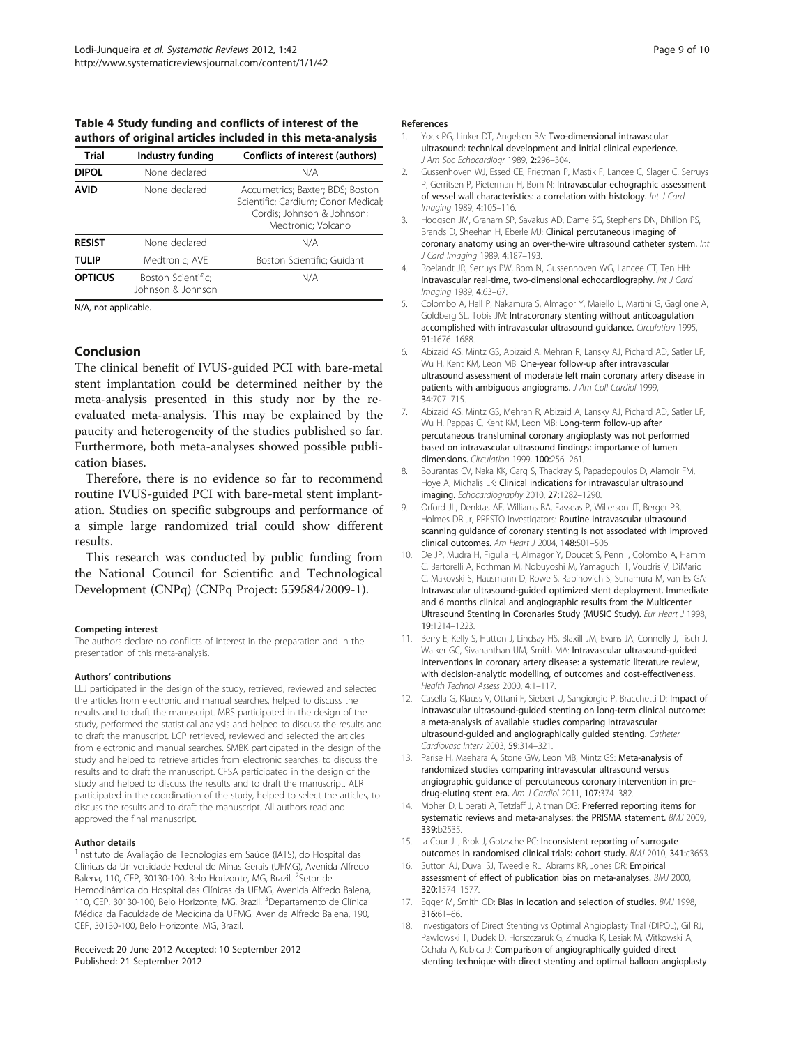**Table 4 Study funding and conflicts of interest of the authors of original articles included in this meta-analysis**

| Trial | Industry funding | Conflicts of interest (authors) |
|---|---|---|
| **DIPOL** | None declared | N/A |
| **AVID** | None declared | Accumetrics; Baxter; BDS; Boston Scientific; Cardium; Conor Medical; Cordis; Johnson & Johnson; Medtronic; Volcano |
| **RESIST** | None declared | N/A |
| **TULIP** | Medtronic; AVE | Boston Scientific; Guidant |
| **OPTICUS** | Boston Scientific; Johnson & Johnson | N/A |

N/A, not applicable.

## Conclusion

The clinical benefit of IVUS-guided PCI with bare-metal stent implantation could be determined neither by the meta-analysis presented in this study nor by the re-evaluated meta-analysis. This may be explained by the paucity and heterogeneity of the studies published so far. Furthermore, both meta-analyses showed possible publication biases.

Therefore, there is no evidence so far to recommend routine IVUS-guided PCI with bare-metal stent implantation. Studies on specific subgroups and performance of a simple large randomized trial could show different results.

This research was conducted by public funding from the National Council for Scientific and Technological Development (CNPq) (CNPq Project: 559584/2009-1).

#### Competing interest

The authors declare no conflicts of interest in the preparation and in the presentation of this meta-analysis.

#### Authors' contributions

LLJ participated in the design of the study, retrieved, reviewed and selected the articles from electronic and manual searches, helped to discuss the results and to draft the manuscript. MRS participated in the design of the study, performed the statistical analysis and helped to discuss the results and to draft the manuscript. LCP retrieved, reviewed and selected the articles from electronic and manual searches. SMBK participated in the design of the study and helped to retrieve articles from electronic searches, to discuss the results and to draft the manuscript. CFSA participated in the design of the study and helped to discuss the results and to draft the manuscript. ALR participated in the coordination of the study, helped to select the articles, to discuss the results and to draft the manuscript. All authors read and approved the final manuscript.

#### Author details

[1]Instituto de Avaliação de Tecnologias em Saúde (IATS), do Hospital das Clínicas da Universidade Federal de Minas Gerais (UFMG), Avenida Alfredo Balena, 110, CEP, 30130-100, Belo Horizonte, MG, Brazil. [2]Setor de Hemodinâmica do Hospital das Clínicas da UFMG, Avenida Alfredo Balena, 110, CEP, 30130-100, Belo Horizonte, MG, Brazil. [3]Departamento de Clínica Médica da Faculdade de Medicina da UFMG, Avenida Alfredo Balena, 190, CEP, 30130-100, Belo Horizonte, MG, Brazil.

Received: 20 June 2012 Accepted: 10 September 2012
Published: 21 September 2012

#### References

1. Yock PG, Linker DT, Angelsen BA: **Two-dimensional intravascular ultrasound: technical development and initial clinical experience.** *J Am Soc Echocardiogr* 1989, **2:**296–304.
2. Gussenhoven WJ, Essed CE, Frietman P, Mastik F, Lancee C, Slager C, Serruys P, Gerritsen P, Pieterman H, Bom N: **Intravascular echographic assessment of vessel wall characteristics: a correlation with histology.** *Int J Card Imaging* 1989, **4:**105–116.
3. Hodgson JM, Graham SP, Savakus AD, Dame SG, Stephens DN, Dhillon PS, Brands D, Sheehan H, Eberle MJ: **Clinical percutaneous imaging of coronary anatomy using an over-the-wire ultrasound catheter system.** *Int J Card Imaging* 1989, **4:**187–193.
4. Roelandt JR, Serruys PW, Bom N, Gussenhoven WG, Lancee CT, Ten HH: **Intravascular real-time, two-dimensional echocardiography.** *Int J Card Imaging* 1989, **4:**63–67.
5. Colombo A, Hall P, Nakamura S, Almagor Y, Maiello L, Martini G, Gaglione A, Goldberg SL, Tobis JM: **Intracoronary stenting without anticoagulation accomplished with intravascular ultrasound guidance.** *Circulation* 1995, **91:**1676–1688.
6. Abizaid AS, Mintz GS, Abizaid A, Mehran R, Lansky AJ, Pichard AD, Satler LF, Wu H, Kent KM, Leon MB: **One-year follow-up after intravascular ultrasound assessment of moderate left main coronary artery disease in patients with ambiguous angiograms.** *J Am Coll Cardiol* 1999, **34:**707–715.
7. Abizaid AS, Mintz GS, Mehran R, Abizaid A, Lansky AJ, Pichard AD, Satler LF, Wu H, Pappas C, Kent KM, Leon MB: **Long-term follow-up after percutaneous transluminal coronary angioplasty was not performed based on intravascular ultrasound findings: importance of lumen dimensions.** *Circulation* 1999, **100:**256–261.
8. Bourantas CV, Naka KK, Garg S, Thackray S, Papadopoulos D, Alamgir FM, Hoye A, Michalis LK: **Clinical indications for intravascular ultrasound imaging.** *Echocardiography* 2010, **27:**1282–1290.
9. Orford JL, Denktas AE, Williams BA, Fasseas P, Willerson JT, Berger PB, Holmes DR Jr, PRESTO Investigators: **Routine intravascular ultrasound scanning guidance of coronary stenting is not associated with improved clinical outcomes.** *Am Heart J* 2004, **148:**501–506.
10. De JP, Mudra H, Figulla H, Almagor Y, Doucet S, Penn I, Colombo A, Hamm C, Bartorelli A, Rothman M, Nobuyoshi M, Yamaguchi T, Voudris V, DiMario C, Makovski S, Hausmann D, Rowe S, Rabinovich S, Sunamura M, van Es GA: **Intravascular ultrasound-guided optimized stent deployment. Immediate and 6 months clinical and angiographic results from the Multicenter Ultrasound Stenting in Coronaries Study (MUSIC Study).** *Eur Heart J* 1998, **19:**1214–1223.
11. Berry E, Kelly S, Hutton J, Lindsay HS, Blaxill JM, Evans JA, Connelly J, Tisch J, Walker GC, Sivananthan UM, Smith MA: **Intravascular ultrasound-guided interventions in coronary artery disease: a systematic literature review, with decision-analytic modelling, of outcomes and cost-effectiveness.** *Health Technol Assess* 2000, **4:**1–117.
12. Casella G, Klauss V, Ottani F, Siebert U, Sangiorgio P, Bracchetti D: **Impact of intravascular ultrasound-guided stenting on long-term clinical outcome: a meta-analysis of available studies comparing intravascular ultrasound-guided and angiographically guided stenting.** *Catheter Cardiovasc Interv* 2003, **59:**314–321.
13. Parise H, Maehara A, Stone GW, Leon MB, Mintz GS: **Meta-analysis of randomized studies comparing intravascular ultrasound versus angiographic guidance of percutaneous coronary intervention in pre-drug-eluting stent era.** *Am J Cardiol* 2011, **107:**374–382.
14. Moher D, Liberati A, Tetzlaff J, Altman DG: **Preferred reporting items for systematic reviews and meta-analyses: the PRISMA statement.** *BMJ* 2009, **339:**b2535.
15. la Cour JL, Brok J, Gotzsche PC: **Inconsistent reporting of surrogate outcomes in randomised clinical trials: cohort study.** *BMJ* 2010, **341:**c3653.
16. Sutton AJ, Duval SJ, Tweedie RL, Abrams KR, Jones DR: **Empirical assessment of effect of publication bias on meta-analyses.** *BMJ* 2000, **320:**1574–1577.
17. Egger M, Smith GD: **Bias in location and selection of studies.** *BMJ* 1998, **316:**61–66.
18. Investigators of Direct Stenting vs Optimal Angioplasty Trial (DIPOL), Gil RJ, Pawlowski T, Dudek D, Horszczaruk G, Zmudka K, Lesiak M, Witkowski A, Ochała A, Kubica J: **Comparison of angiographically guided direct stenting technique with direct stenting and optimal balloon angioplasty**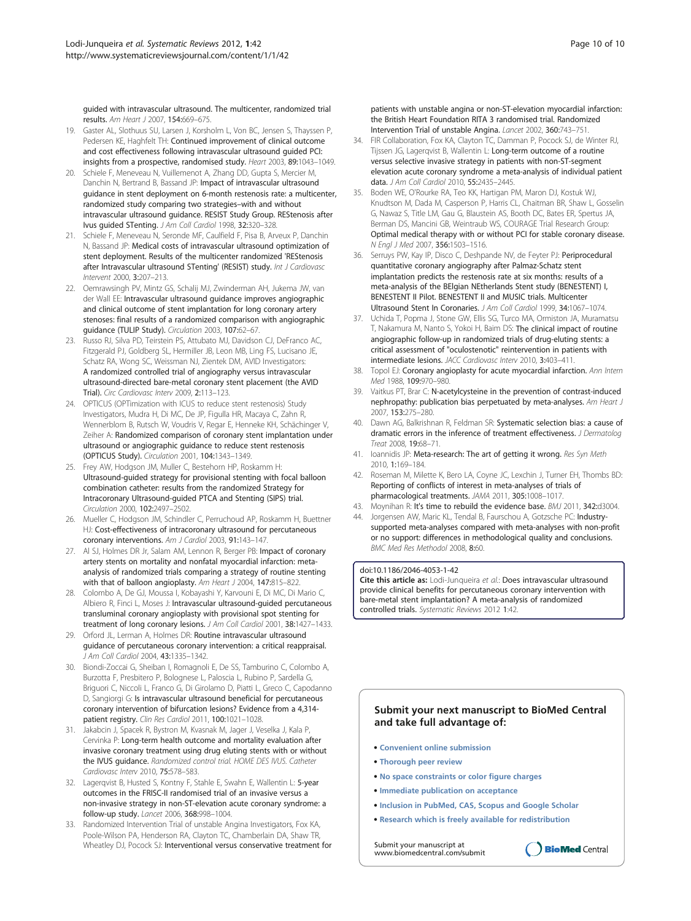guided with intravascular ultrasound. The multicenter, randomized trial results. *Am Heart J* 2007, 154:669–675.

19. Gaster AL, Slothuus SU, Larsen J, Korsholm L, Von BC, Jensen S, Thayssen P, Pedersen KE, Haghfelt TH: Continued improvement of clinical outcome and cost effectiveness following intravascular ultrasound guided PCI: insights from a prospective, randomised study. *Heart* 2003, 89:1043–1049.
20. Schiele F, Meneveau N, Vuillemenot A, Zhang DD, Gupta S, Mercier M, Danchin N, Bertrand B, Bassand JP: Impact of intravascular ultrasound guidance in stent deployment on 6-month restenosis rate: a multicenter, randomized study comparing two strategies–with and without intravascular ultrasound guidance. RESIST Study Group. REStenosis after Ivus guided STenting. *J Am Coll Cardiol* 1998, 32:320–328.
21. Schiele F, Meneveau N, Seronde MF, Caulfield F, Pisa B, Arveux P, Danchin N, Bassand JP: Medical costs of intravascular ultrasound optimization of stent deployment. Results of the multicenter randomized 'REStenosis after Intravascular ultrasound STenting' (RESIST) study. *Int J Cardiovasc Intervent* 2000, 3:207–213.
22. Oemrawsingh PV, Mintz GS, Schalij MJ, Zwinderman AH, Jukema JW, van der Wall EE: Intravascular ultrasound guidance improves angiographic and clinical outcome of stent implantation for long coronary artery stenoses: final results of a randomized comparison with angiographic guidance (TULIP Study). *Circulation* 2003, 107:62–67.
23. Russo RJ, Silva PD, Teirstein PS, Attubato MJ, Davidson CJ, DeFranco AC, Fitzgerald PJ, Goldberg SL, Hermiller JB, Leon MB, Ling FS, Lucisano JE, Schatz RA, Wong SC, Weissman NJ, Zientek DM, AVID Investigators: A randomized controlled trial of angiography versus intravascular ultrasound-directed bare-metal coronary stent placement (the AVID Trial). *Circ Cardiovasc Interv* 2009, 2:113–123.
24. OPTICUS (OPTimization with ICUS to reduce stent restenosis) Study Investigators, Mudra H, Di MC, De JP, Figulla HR, Macaya C, Zahn R, Wennerblom B, Rutsch W, Voudris V, Regar E, Henneke KH, Schächinger V, Zeiher A: Randomized comparison of coronary stent implantation under ultrasound or angiographic guidance to reduce stent restenosis (OPTICUS Study). *Circulation* 2001, 104:1343–1349.
25. Frey AW, Hodgson JM, Muller C, Bestehorn HP, Roskamm H: Ultrasound-guided strategy for provisional stenting with focal balloon combination catheter: results from the randomized Strategy for Intracoronary Ultrasound-guided PTCA and Stenting (SIPS) trial. *Circulation* 2000, 102:2497–2502.
26. Mueller C, Hodgson JM, Schindler C, Perruchoud AP, Roskamm H, Buettner HJ: Cost-effectiveness of intracoronary ultrasound for percutaneous coronary interventions. *Am J Cardiol* 2003, 91:143–147.
27. Al SJ, Holmes DR Jr, Salam AM, Lennon R, Berger PB: Impact of coronary artery stents on mortality and nonfatal myocardial infarction: meta-analysis of randomized trials comparing a strategy of routine stenting with that of balloon angioplasty. *Am Heart J* 2004, 147:815–822.
28. Colombo A, De GJ, Moussa I, Kobayashi Y, Karvouni E, Di MC, Di Mario C, Albiero R, Finci L, Moses J: Intravascular ultrasound-guided percutaneous transluminal coronary angioplasty with provisional spot stenting for treatment of long coronary lesions. *J Am Coll Cardiol* 2001, 38:1427–1433.
29. Orford JL, Lerman A, Holmes DR: Routine intravascular ultrasound guidance of percutaneous coronary intervention: a critical reappraisal. *J Am Coll Cardiol* 2004, 43:1335–1342.
30. Biondi-Zoccai G, Sheiban I, Romagnoli E, De SS, Tamburino C, Colombo A, Burzotta F, Presbitero P, Bolognese L, Paloscia L, Rubino P, Sardella G, Briguori C, Niccoli L, Franco G, Di Girolamo D, Piatti L, Greco C, Capodanno D, Sangiorgi G: Is intravascular ultrasound beneficial for percutaneous coronary intervention of bifurcation lesions? Evidence from a 4,314-patient registry. *Clin Res Cardiol* 2011, 100:1021–1028.
31. Jakabcin J, Spacek R, Bystron M, Kvasnak M, Jager J, Veselka J, Kala P, Cervinka P: Long-term health outcome and mortality evaluation after invasive coronary treatment using drug eluting stents with or without the IVUS guidance. *Randomized control trial. HOME DES IVUS. Catheter Cardiovasc Interv* 2010, 75:578–583.
32. Lagerqvist B, Husted S, Kontny F, Stahle E, Swahn E, Wallentin L: 5-year outcomes in the FRISC-II randomised trial of an invasive versus a non-invasive strategy in non-ST-elevation acute coronary syndrome: a follow-up study. *Lancet* 2006, 368:998–1004.
33. Randomized Intervention Trial of unstable Angina Investigators, Fox KA, Poole-Wilson PA, Henderson RA, Clayton TC, Chamberlain DA, Shaw TR, Wheatley DJ, Pocock SJ: Interventional versus conservative treatment for patients with unstable angina or non-ST-elevation myocardial infarction: the British Heart Foundation RITA 3 randomised trial. Randomized Intervention Trial of unstable Angina. *Lancet* 2002, 360:743–751.
34. FIR Collaboration, Fox KA, Clayton TC, Damman P, Pocock SJ, de Winter RJ, Tijssen JG, Lagerqvist B, Wallentin L: Long-term outcome of a routine versus selective invasive strategy in patients with non-ST-segment elevation acute coronary syndrome a meta-analysis of individual patient data. *J Am Coll Cardiol* 2010, 55:2435–2445.
35. Boden WE, O'Rourke RA, Teo KK, Hartigan PM, Maron DJ, Kostuk WJ, Knudtson M, Dada M, Casperson P, Harris CL, Chaitman BR, Shaw L, Gosselin G, Nawaz S, Title LM, Gau G, Blaustein AS, Booth DC, Bates ER, Spertus JA, Berman DS, Mancini GB, Weintraub WS, COURAGE Trial Research Group: Optimal medical therapy with or without PCI for stable coronary disease. *N Engl J Med* 2007, 356:1503–1516.
36. Serruys PW, Kay IP, Disco C, Deshpande NV, de Feyter PJ: Periprocedural quantitative coronary angiography after Palmaz-Schatz stent implantation predicts the restenosis rate at six months: results of a meta-analysis of the BElgian NEtherlands Stent study (BENESTENT) I, BENESTENT II Pilot. BENESTENT II and MUSIC trials. Multicenter Ultrasound Stent In Coronaries. *J Am Coll Cardiol* 1999, 34:1067–1074.
37. Uchida T, Popma J, Stone GW, Ellis SG, Turco MA, Ormiston JA, Muramatsu T, Nakamura M, Nanto S, Yokoi H, Baim DS: The clinical impact of routine angiographic follow-up in randomized trials of drug-eluting stents: a critical assessment of "oculostenotic" reintervention in patients with intermediate lesions. *JACC Cardiovasc Interv* 2010, 3:403–411.
38. Topol EJ: Coronary angioplasty for acute myocardial infarction. *Ann Intern Med* 1988, 109:970–980.
39. Vaitkus PT, Brar C: N-acetylcysteine in the prevention of contrast-induced nephropathy: publication bias perpetuated by meta-analyses. *Am Heart J* 2007, 153:275–280.
40. Dawn AG, Balkrishnan R, Feldman SR: Systematic selection bias: a cause of dramatic errors in the inference of treatment effectiveness. *J Dermatolog Treat* 2008, 19:68–71.
41. Ioannidis JP: Meta-research: The art of getting it wrong. *Res Syn Meth* 2010, 1:169–184.
42. Roseman M, Milette K, Bero LA, Coyne JC, Lexchin J, Turner EH, Thombs BD: Reporting of conflicts of interest in meta-analyses of trials of pharmacological treatments. *JAMA* 2011, 305:1008–1017.
43. Moynihan R: It's time to rebuild the evidence base. *BMJ* 2011, 342:d3004.
44. Jorgensen AW, Maric KL, Tendal B, Faurschou A, Gotzsche PC: Industry-supported meta-analyses compared with meta-analyses with non-profit or no support: differences in methodological quality and conclusions. *BMC Med Res Methodol* 2008, 8:60.

doi:10.1186/2046-4053-1-42

**Cite this article as:** Lodi-Junqueira *et al.*: Does intravascular ultrasound provide clinical benefits for percutaneous coronary intervention with bare-metal stent implantation? A meta-analysis of randomized controlled trials. *Systematic Reviews* 2012 1:42.

**Submit your next manuscript to BioMed Central and take full advantage of:**

- Convenient online submission
- Thorough peer review
- No space constraints or color figure charges
- Immediate publication on acceptance
- Inclusion in PubMed, CAS, Scopus and Google Scholar
- Research which is freely available for redistribution

Submit your manuscript at www.biomedcentral.com/submit

BioMed Central